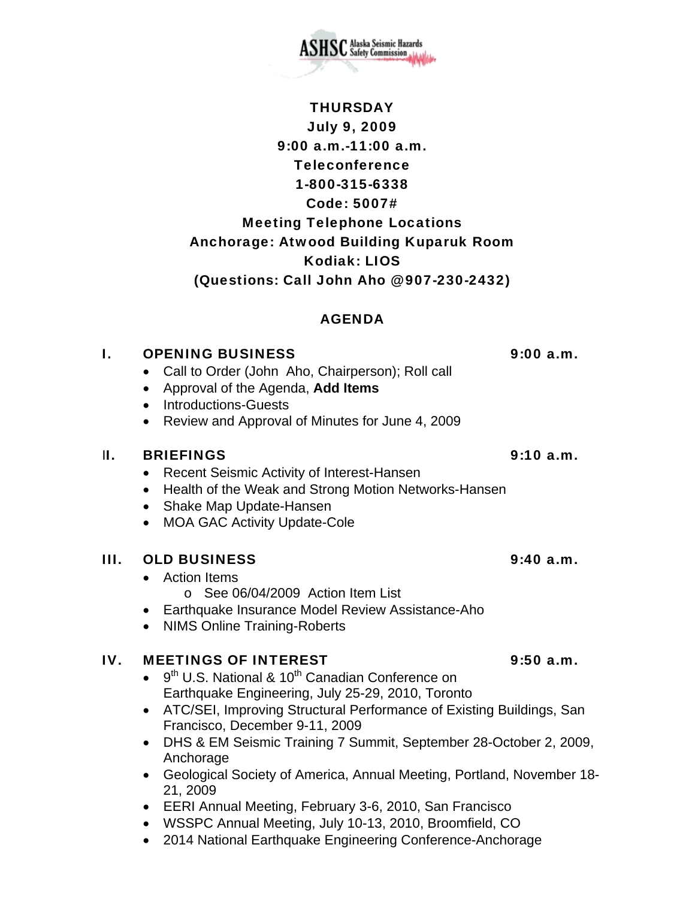ASHSC Alaska Seismic Hazards Safety Commission

**THURSDAY**
**July 9, 2009**
**9:00 a.m.-11:00 a.m.**
**Teleconference**
**1-800-315-6338**
**Code: 5007#**
**Meeting Telephone Locations**
**Anchorage: Atwood Building Kuparuk Room**
**Kodiak: LIOS**
**(Questions: Call John Aho @907-230-2432)**

## AGENDA

### I. OPENING BUSINESS — 9:00 a.m.

- Call to Order (John Aho, Chairperson); Roll call
- Approval of the Agenda, **Add Items**
- Introductions-Guests
- Review and Approval of Minutes for June 4, 2009

### II. BRIEFINGS — 9:10 a.m.

- Recent Seismic Activity of Interest-Hansen
- Health of the Weak and Strong Motion Networks-Hansen
- Shake Map Update-Hansen
- MOA GAC Activity Update-Cole

### III. OLD BUSINESS — 9:40 a.m.

- Action Items
  - See 06/04/2009 Action Item List
- Earthquake Insurance Model Review Assistance-Aho
- NIMS Online Training-Roberts

### IV. MEETINGS OF INTEREST — 9:50 a.m.

- 9th U.S. National & 10th Canadian Conference on Earthquake Engineering, July 25-29, 2010, Toronto
- ATC/SEI, Improving Structural Performance of Existing Buildings, San Francisco, December 9-11, 2009
- DHS & EM Seismic Training 7 Summit, September 28-October 2, 2009, Anchorage
- Geological Society of America, Annual Meeting, Portland, November 18-21, 2009
- EERI Annual Meeting, February 3-6, 2010, San Francisco
- WSSPC Annual Meeting, July 10-13, 2010, Broomfield, CO
- 2014 National Earthquake Engineering Conference-Anchorage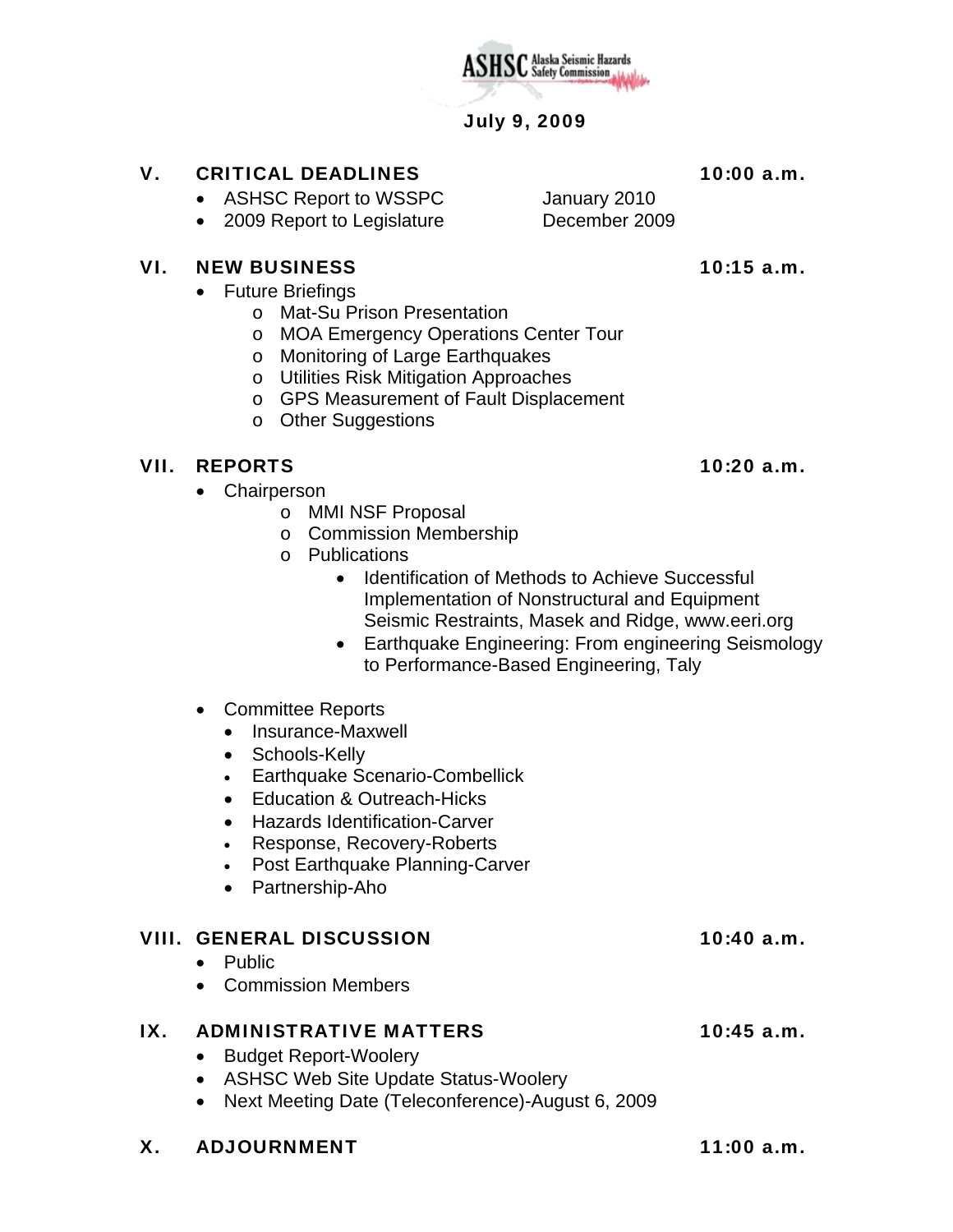ASHSC Alaska Seismic Hazards Safety Commission

**July 9, 2009**

## V. CRITICAL DEADLINES — 10:00 a.m.

- ASHSC Report to WSSPC — January 2010
- 2009 Report to Legislature — December 2009

## VI. NEW BUSINESS — 10:15 a.m.

- Future Briefings
  - Mat-Su Prison Presentation
  - MOA Emergency Operations Center Tour
  - Monitoring of Large Earthquakes
  - Utilities Risk Mitigation Approaches
  - GPS Measurement of Fault Displacement
  - Other Suggestions

## VII. REPORTS — 10:20 a.m.

- Chairperson
  - MMI NSF Proposal
  - Commission Membership
  - Publications
    - Identification of Methods to Achieve Successful Implementation of Nonstructural and Equipment Seismic Restraints, Masek and Ridge, www.eeri.org
    - Earthquake Engineering: From engineering Seismology to Performance-Based Engineering, Taly

- Committee Reports
  - Insurance-Maxwell
  - Schools-Kelly
  - Earthquake Scenario-Combellick
  - Education & Outreach-Hicks
  - Hazards Identification-Carver
  - Response, Recovery-Roberts
  - Post Earthquake Planning-Carver
  - Partnership-Aho

## VIII. GENERAL DISCUSSION — 10:40 a.m.

- Public
- Commission Members

## IX. ADMINISTRATIVE MATTERS — 10:45 a.m.

- Budget Report-Woolery
- ASHSC Web Site Update Status-Woolery
- Next Meeting Date (Teleconference)-August 6, 2009

## X. ADJOURNMENT — 11:00 a.m.